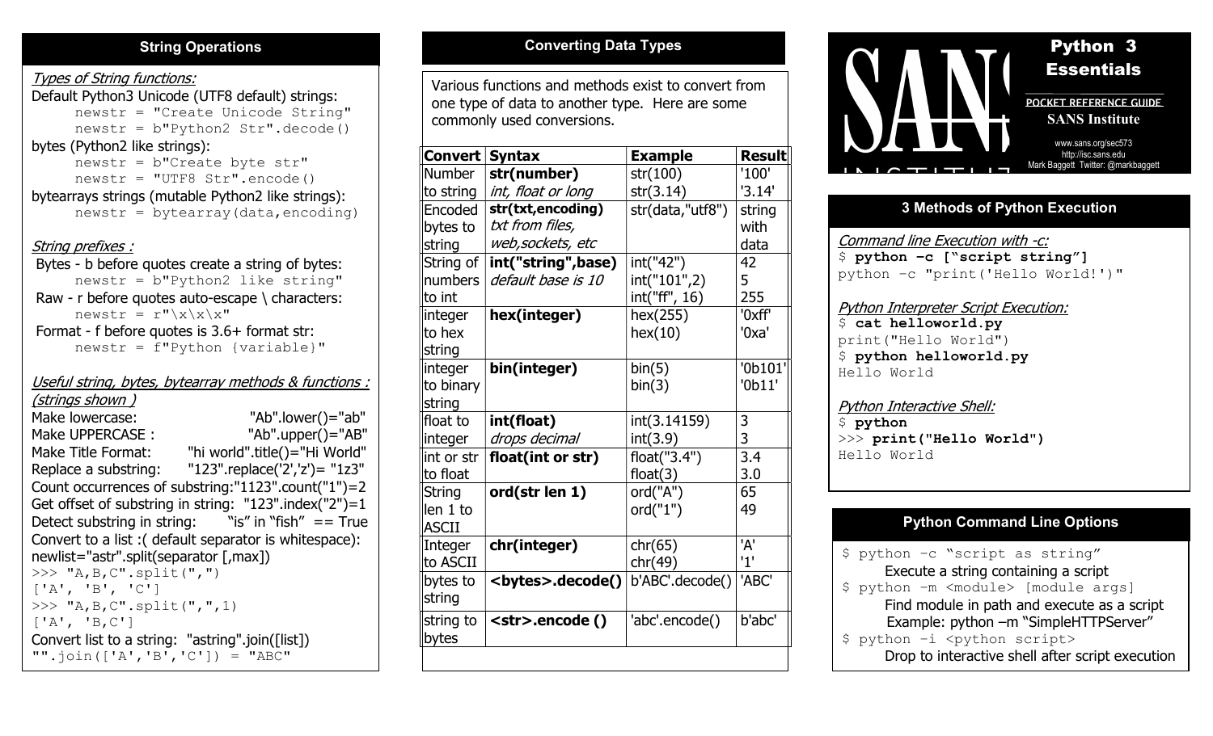## String Operations

*Types of String functions:*

Default Python3 Unicode (UTF8 default) strings:

```
newstr = "Create Unicode String"
newstr = b"Python2 Str".decode()
```

bytes (Python2 like strings):

```
newstr = b"Create byte str"
newstr = "UTF8 Str".encode()
```

bytearrays strings (mutable Python2 like strings):

```
newstr = bytearray(data,encoding)
```

*String prefixes :*

Bytes - b before quotes create a string of bytes:

```
newstr = b"Python2 like string"
```

Raw - r before quotes auto-escape \ characters:

```
newstr = r"\x\x\x"
```

Format - f before quotes is 3.6+ format str:

```
newstr = f"Python {variable}"
```

*Useful string, bytes, bytearray methods & functions : (strings shown )*

Make lowercase: "Ab".lower()="ab"
Make UPPERCASE : "Ab".upper()="AB"
Make Title Format: "hi world".title()="Hi World"
Replace a substring: "123".replace('2','z')= "1z3"
Count occurrences of substring:"1123".count("1")=2
Get offset of substring in string: "123".index("2")=1
Detect substring in string: "is" in "fish" == True
Convert to a list :( default separator is whitespace):
newlist="astr".split(separator [,max])

```
>>> "A,B,C".split(",")
['A', 'B', 'C']
>>> "A,B,C".split(",",1)
['A', 'B,C']
```

Convert list to a string: "astring".join([list])

```
"".join(['A','B','C']) = "ABC"
```

## Converting Data Types

Various functions and methods exist to convert from one type of data to another type. Here are some commonly used conversions.

| Convert | Syntax | Example | Result |
|---|---|---|---|
| Number to string | **str(number)** *int, float or long* | str(100) str(3.14) | '100' '3.14' |
| Encoded bytes to string | **str(txt,encoding)** *txt from files, web,sockets, etc* | str(data,"utf8") | string with data |
| String of numbers to int | **int("string",base)** *default base is 10* | int("42") int("101",2) int("ff", 16) | 42 5 255 |
| integer to hex string | **hex(integer)** | hex(255) hex(10) | '0xff' '0xa' |
| integer to binary string | **bin(integer)** | bin(5) bin(3) | '0b101' '0b11' |
| float to integer | **int(float)** *drops decimal* | int(3.14159) int(3.9) | 3 3 |
| int or str to float | **float(int or str)** | float("3.4") float(3) | 3.4 3.0 |
| String len 1 to ASCII | **ord(str len 1)** | ord("A") ord("1") | 65 49 |
| Integer to ASCII | **chr(integer)** | chr(65) chr(49) | 'A' '1' |
| bytes to string | **<bytes>.decode()** | b'ABC'.decode() | 'ABC' |
| string to bytes | **<str>.encode ()** | 'abc'.encode() | b'abc' |

# Python 3 Essentials

POCKET REFERENCE GUIDE

SANS Institute

www.sans.org/sec573
http://isc.sans.edu
Mark Baggett Twitter: @markbaggett

## 3 Methods of Python Execution

*Command line Execution with -c:*

```
$ python –c ["script string"]
python –c "print('Hello World!')"
```

*Python Interpreter Script Execution:*

```
$ cat helloworld.py
print("Hello World")
$ python helloworld.py
Hello World
```

*Python Interactive Shell:*

```
$ python
>>> print("Hello World")
Hello World
```

## Python Command Line Options

```
$ python –c "script as string"
```

Execute a string containing a script

```
$ python –m <module> [module args]
```

Find module in path and execute as a script
Example: python –m "SimpleHTTPServer"

```
$ python –i <python script>
```

Drop to interactive shell after script execution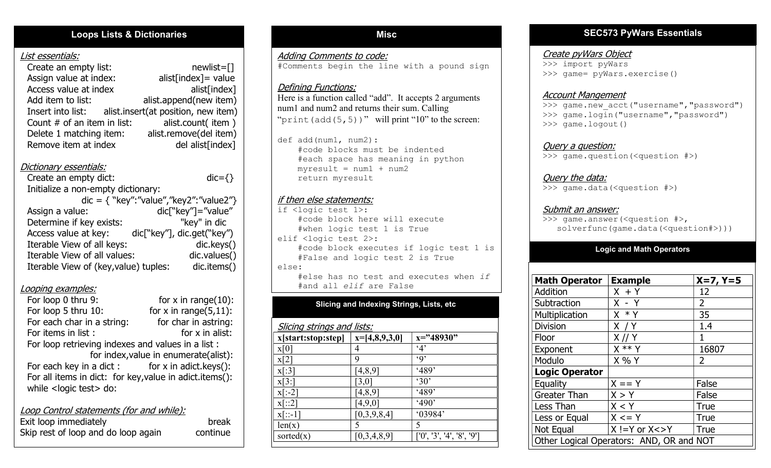## Loops Lists & Dictionaries

*List essentials:*

- Create an empty list: newlist=[]
- Assign value at index: alist[index]= value
- Access value at index alist[index]
- Add item to list: alist.append(new item)
- Insert into list: alist.insert(at position, new item)
- Count # of an item in list: alist.count( item )
- Delete 1 matching item: alist.remove(del item)
- Remove item at index del alist[index]

*Dictionary essentials:*

- Create an empty dict: dic={}
- Initialize a non-empty dictionary: dic = { "key":"value","key2":"value2"}
- Assign a value: dic["key"]="value"
- Determine if key exists: "key" in dic
- Access value at key: dic["key"], dic.get("key")
- Iterable View of all keys: dic.keys()
- Iterable View of all values: dic.values()
- Iterable View of (key,value) tuples: dic.items()

*Looping examples:*

- For loop 0 thru 9: for x in range(10):
- For loop 5 thru 10: for x in range(5,11):
- For each char in a string: for char in astring:
- For items in list : for x in alist:
- For loop retrieving indexes and values in a list : for index,value in enumerate(alist):
- For each key in a dict : for x in adict.keys():
- For all items in dict: for key,value in adict.items():
- while <logic test> do:

*Loop Control statements (for and while):*

- Exit loop immediately break
- Skip rest of loop and do loop again continue

## Misc

*Adding Comments to code:*

```
#Comments begin the line with a pound sign
```

*Defining Functions:*

Here is a function called "add". It accepts 2 arguments num1 and num2 and returns their sum. Calling "print(add(5,5))" will print "10" to the screen:

```
def add(num1, num2):
    #code blocks must be indented
    #each space has meaning in python
    myresult = num1 + num2
    return myresult
```

*if then else statements:*

```
if <logic test 1>:
    #code block here will execute
    #when logic test 1 is True
elif <logic test 2>:
    #code block executes if logic test 1 is
    #False and logic test 2 is True
else:
    #else has no test and executes when if
    #and all elif are False
```

## Slicing and Indexing Strings, Lists, etc

*Slicing strings and lists:*

| x[start:stop:step] | x=[4,8,9,3,0] | x="48930" |
|---|---|---|
| x[0] | 4 | '4' |
| x[2] | 9 | '9' |
| x[:3] | [4,8,9] | '489' |
| x[3:] | [3,0] | '30' |
| x[:-2] | [4,8,9] | '489' |
| x[::2] | [4,9,0] | '490' |
| x[::-1] | [0,3,9,8,4] | '03984' |
| len(x) | 5 | 5 |
| sorted(x) | [0,3,4,8,9] | ['0', '3', '4', '8', '9'] |

## SEC573 PyWars Essentials

*Create pyWars Object*

```
>>> import pyWars
>>> game= pyWars.exercise()
```

*Account Mangement*

```
>>> game.new_acct("username","password")
>>> game.login("username","password")
>>> game.logout()
```

*Query a question:*

```
>>> game.question(<question #>)
```

*Query the data:*

```
>>> game.data(<question #>)
```

*Submit an answer:*

```
>>> game.answer(<question #>,
   solverfunc(game.data(<question#>)))
```

## Logic and Math Operators

| Math Operator | Example | X=7, Y=5 |
|---|---|---|
| Addition | X + Y | 12 |
| Subtraction | X - Y | 2 |
| Multiplication | X * Y | 35 |
| Division | X / Y | 1.4 |
| Floor | X // Y | 1 |
| Exponent | X ** Y | 16807 |
| Modulo | X % Y | 2 |
| **Logic Operator** | | |
| Equality | X == Y | False |
| Greater Than | X > Y | False |
| Less Than | X < Y | True |
| Less or Equal | X <= Y | True |
| Not Equal | X !=Y or X<>Y | True |
| Other Logical Operators: AND, OR and NOT | | |